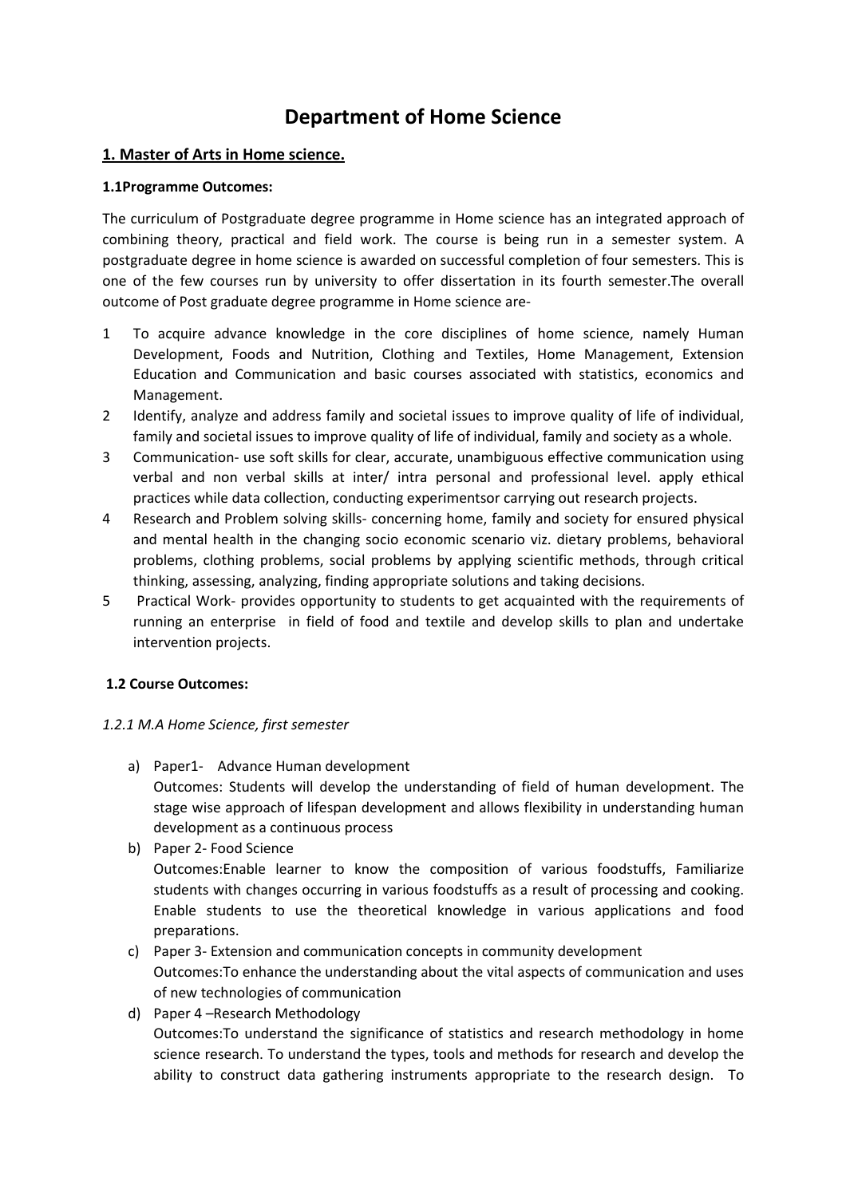# Department of Home Science

## 1. Master of Arts in Home science.

### 1.1Programme Outcomes:

The curriculum of Postgraduate degree programme in Home science has an integrated approach of combining theory, practical and field work. The course is being run in a semester system. A postgraduate degree in home science is awarded on successful completion of four semesters. This is one of the few courses run by university to offer dissertation in its fourth semester.The overall outcome of Post graduate degree programme in Home science are-

1. To acquire advance knowledge in the core disciplines of home science, namely Human Development, Foods and Nutrition, Clothing and Textiles, Home Management, Extension Education and Communication and basic courses associated with statistics, economics and Management.
2. Identify, analyze and address family and societal issues to improve quality of life of individual, family and societal issues to improve quality of life of individual, family and society as a whole.
3. Communication- use soft skills for clear, accurate, unambiguous effective communication using verbal and non verbal skills at inter/ intra personal and professional level. apply ethical practices while data collection, conducting experimentsor carrying out research projects.
4. Research and Problem solving skills- concerning home, family and society for ensured physical and mental health in the changing socio economic scenario viz. dietary problems, behavioral problems, clothing problems, social problems by applying scientific methods, through critical thinking, assessing, analyzing, finding appropriate solutions and taking decisions.
5. Practical Work- provides opportunity to students to get acquainted with the requirements of running an enterprise in field of food and textile and develop skills to plan and undertake intervention projects.

### 1.2 Course Outcomes:

*1.2.1 M.A Home Science, first semester*

a) Paper1- Advance Human development
   Outcomes: Students will develop the understanding of field of human development. The stage wise approach of lifespan development and allows flexibility in understanding human development as a continuous process
b) Paper 2- Food Science
   Outcomes:Enable learner to know the composition of various foodstuffs, Familiarize students with changes occurring in various foodstuffs as a result of processing and cooking. Enable students to use the theoretical knowledge in various applications and food preparations.
c) Paper 3- Extension and communication concepts in community development
   Outcomes:To enhance the understanding about the vital aspects of communication and uses of new technologies of communication
d) Paper 4 –Research Methodology
   Outcomes:To understand the significance of statistics and research methodology in home science research. To understand the types, tools and methods for research and develop the ability to construct data gathering instruments appropriate to the research design. To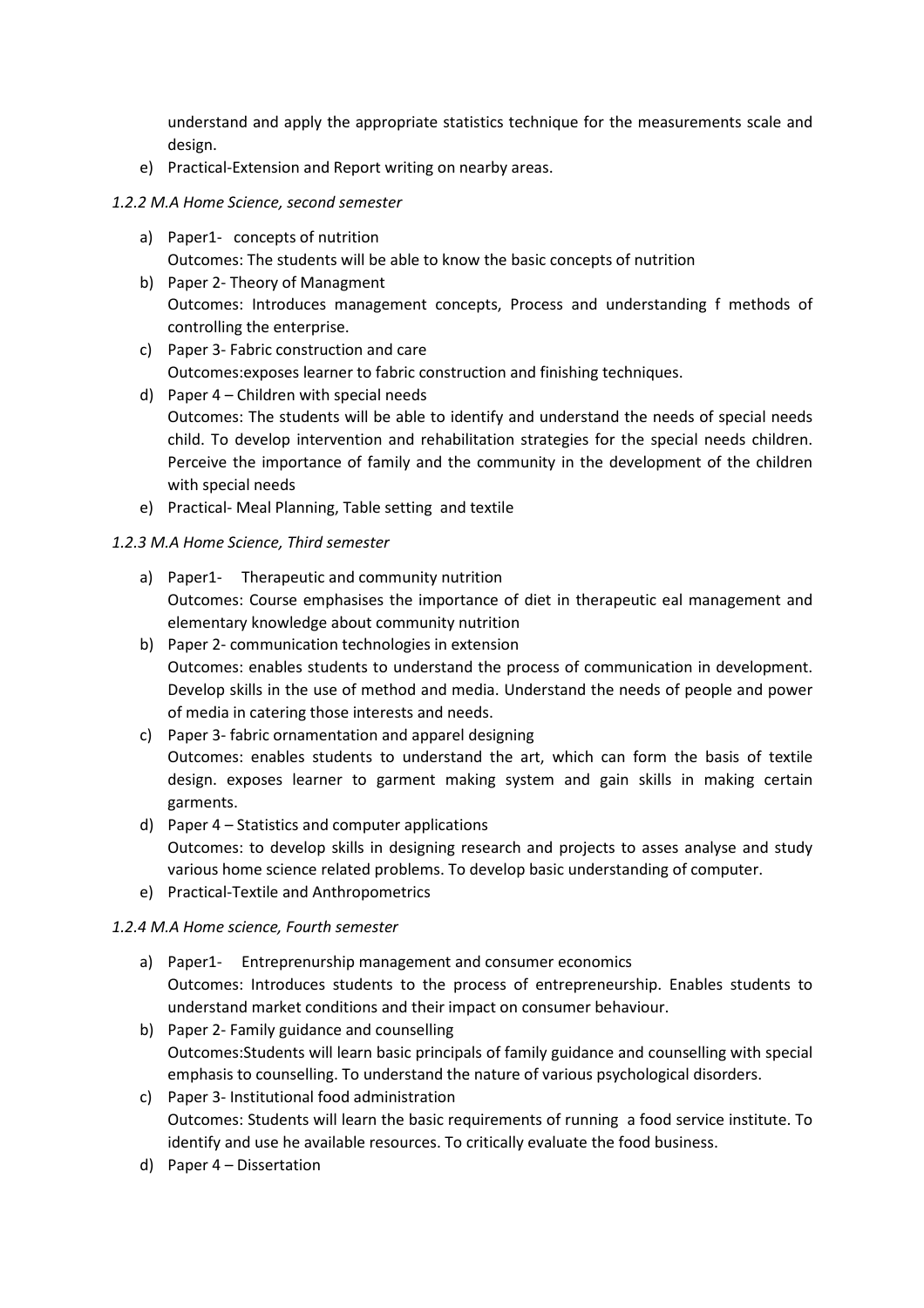understand and apply the appropriate statistics technique for the measurements scale and design.

e) Practical-Extension and Report writing on nearby areas.

*1.2.2 M.A Home Science, second semester*

a) Paper1- concepts of nutrition
   Outcomes: The students will be able to know the basic concepts of nutrition
b) Paper 2- Theory of Managment
   Outcomes: Introduces management concepts, Process and understanding f methods of controlling the enterprise.
c) Paper 3- Fabric construction and care
   Outcomes:exposes learner to fabric construction and finishing techniques.
d) Paper 4 – Children with special needs
   Outcomes: The students will be able to identify and understand the needs of special needs child. To develop intervention and rehabilitation strategies for the special needs children. Perceive the importance of family and the community in the development of the children with special needs
e) Practical- Meal Planning, Table setting and textile

*1.2.3 M.A Home Science, Third semester*

a) Paper1- Therapeutic and community nutrition
   Outcomes: Course emphasises the importance of diet in therapeutic eal management and elementary knowledge about community nutrition
b) Paper 2- communication technologies in extension
   Outcomes: enables students to understand the process of communication in development. Develop skills in the use of method and media. Understand the needs of people and power of media in catering those interests and needs.
c) Paper 3- fabric ornamentation and apparel designing
   Outcomes: enables students to understand the art, which can form the basis of textile design. exposes learner to garment making system and gain skills in making certain garments.
d) Paper 4 – Statistics and computer applications
   Outcomes: to develop skills in designing research and projects to asses analyse and study various home science related problems. To develop basic understanding of computer.
e) Practical-Textile and Anthropometrics

*1.2.4 M.A Home science, Fourth semester*

a) Paper1- Entreprenurship management and consumer economics
   Outcomes: Introduces students to the process of entrepreneurship. Enables students to understand market conditions and their impact on consumer behaviour.
b) Paper 2- Family guidance and counselling
   Outcomes:Students will learn basic principals of family guidance and counselling with special emphasis to counselling. To understand the nature of various psychological disorders.
c) Paper 3- Institutional food administration
   Outcomes: Students will learn the basic requirements of running a food service institute. To identify and use he available resources. To critically evaluate the food business.
d) Paper 4 – Dissertation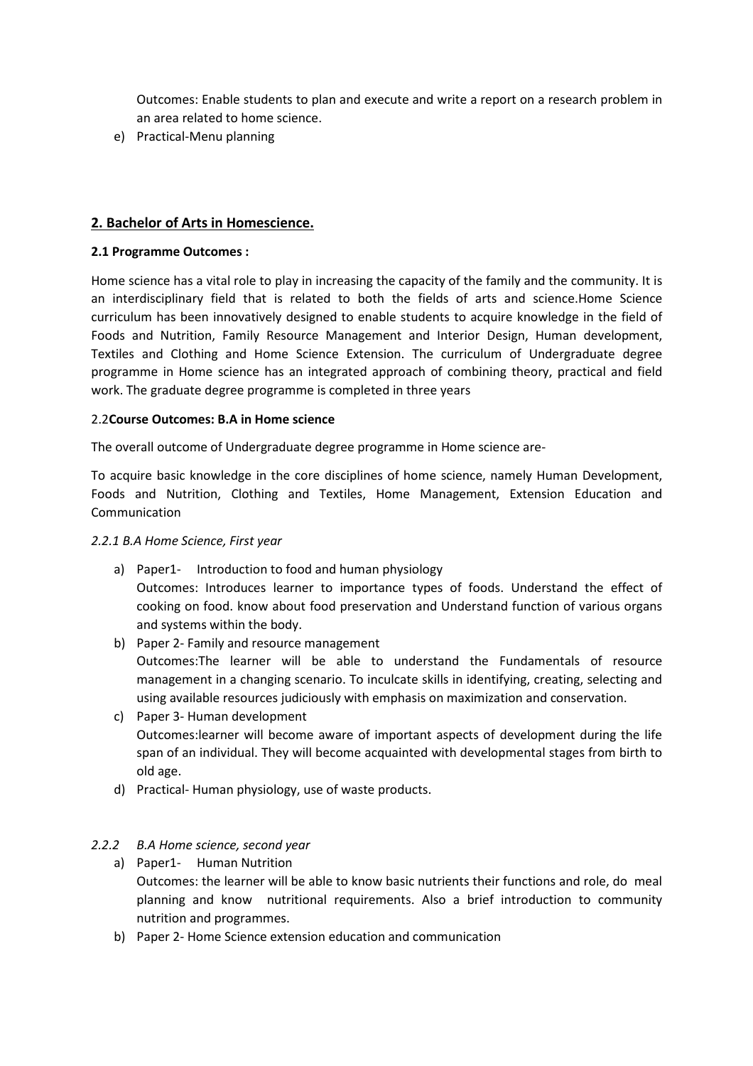Outcomes: Enable students to plan and execute and write a report on a research problem in an area related to home science.

e) Practical-Menu planning

## 2. Bachelor of Arts in Homescience.

### 2.1 Programme Outcomes :

Home science has a vital role to play in increasing the capacity of the family and the community. It is an interdisciplinary field that is related to both the fields of arts and science.Home Science curriculum has been innovatively designed to enable students to acquire knowledge in the field of Foods and Nutrition, Family Resource Management and Interior Design, Human development, Textiles and Clothing and Home Science Extension. The curriculum of Undergraduate degree programme in Home science has an integrated approach of combining theory, practical and field work. The graduate degree programme is completed in three years

### 2.2 Course Outcomes: B.A in Home science

The overall outcome of Undergraduate degree programme in Home science are-

To acquire basic knowledge in the core disciplines of home science, namely Human Development, Foods and Nutrition, Clothing and Textiles, Home Management, Extension Education and Communication

*2.2.1 B.A Home Science, First year*

a) Paper1- Introduction to food and human physiology
   Outcomes: Introduces learner to importance types of foods. Understand the effect of cooking on food. know about food preservation and Understand function of various organs and systems within the body.
b) Paper 2- Family and resource management
   Outcomes:The learner will be able to understand the Fundamentals of resource management in a changing scenario. To inculcate skills in identifying, creating, selecting and using available resources judiciously with emphasis on maximization and conservation.
c) Paper 3- Human development
   Outcomes:learner will become aware of important aspects of development during the life span of an individual. They will become acquainted with developmental stages from birth to old age.
d) Practical- Human physiology, use of waste products.

*2.2.2 B.A Home science, second year*

a) Paper1- Human Nutrition
   Outcomes: the learner will be able to know basic nutrients their functions and role, do meal planning and know nutritional requirements. Also a brief introduction to community nutrition and programmes.
b) Paper 2- Home Science extension education and communication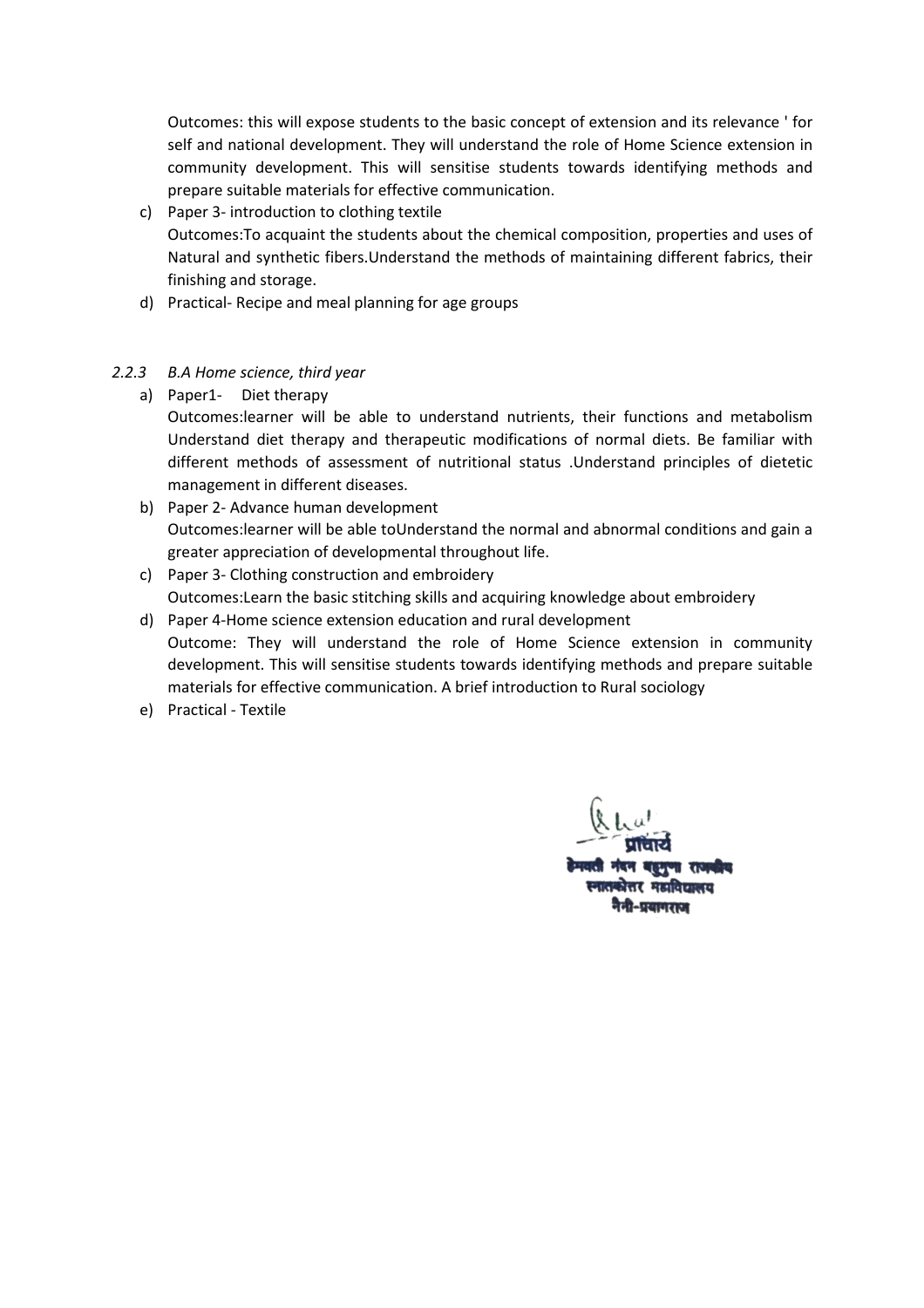Outcomes: this will expose students to the basic concept of extension and its relevance ' for self and national development. They will understand the role of Home Science extension in community development. This will sensitise students towards identifying methods and prepare suitable materials for effective communication.

c) Paper 3- introduction to clothing textile
   Outcomes:To acquaint the students about the chemical composition, properties and uses of Natural and synthetic fibers.Understand the methods of maintaining different fabrics, their finishing and storage.
d) Practical- Recipe and meal planning for age groups

*2.2.3 B.A Home science, third year*

a) Paper1- Diet therapy
   Outcomes:learner will be able to understand nutrients, their functions and metabolism Understand diet therapy and therapeutic modifications of normal diets. Be familiar with different methods of assessment of nutritional status .Understand principles of dietetic management in different diseases.
b) Paper 2- Advance human development
   Outcomes:learner will be able toUnderstand the normal and abnormal conditions and gain a greater appreciation of developmental throughout life.
c) Paper 3- Clothing construction and embroidery
   Outcomes:Learn the basic stitching skills and acquiring knowledge about embroidery
d) Paper 4-Home science extension education and rural development
   Outcome: They will understand the role of Home Science extension in community development. This will sensitise students towards identifying methods and prepare suitable materials for effective communication. A brief introduction to Rural sociology
e) Practical - Textile

प्राचार्य
हेमवती नंदन बहुगुणा राजकीय
स्नातकोत्तर महाविद्यालय
नैनी-प्रयागराज